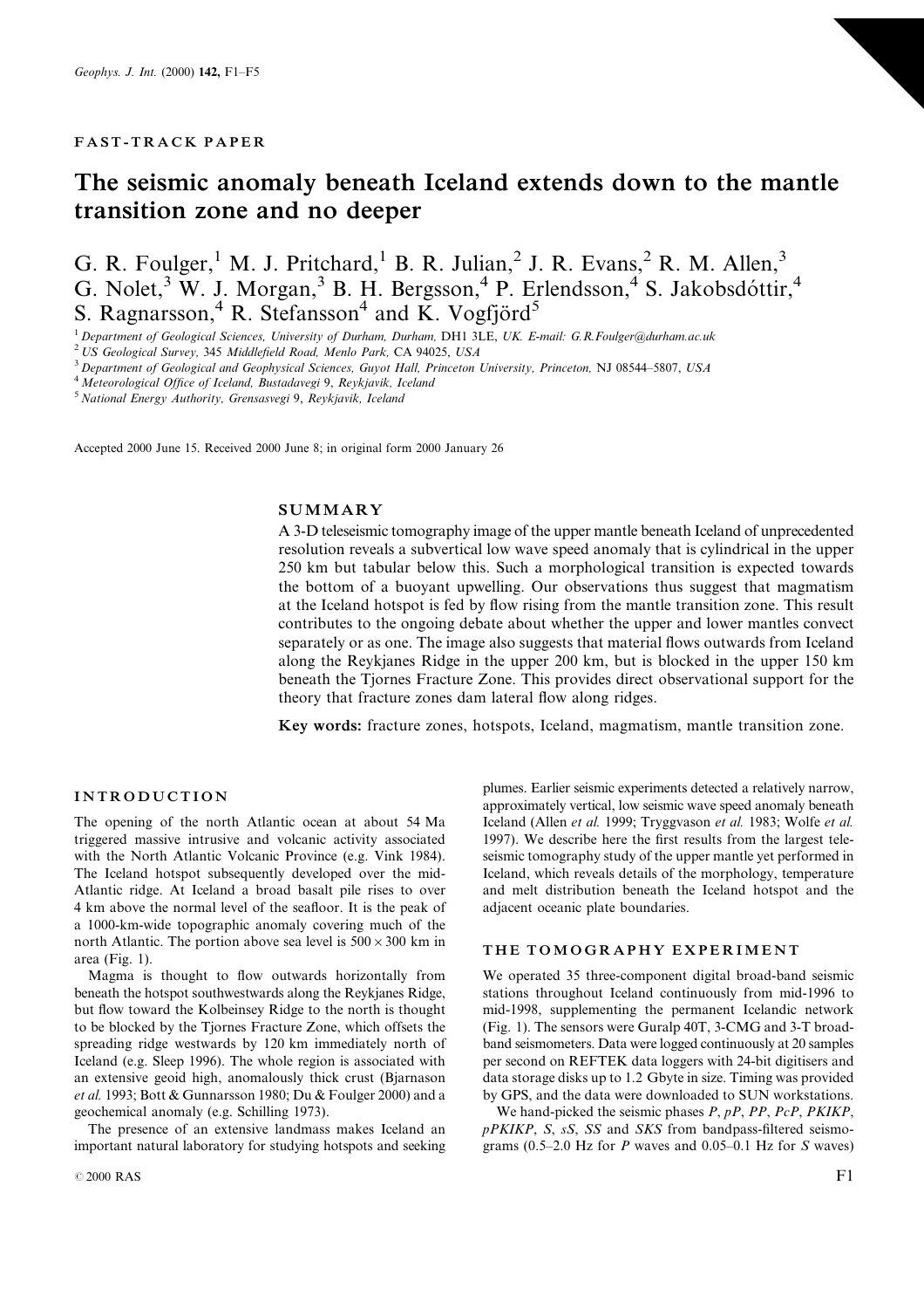FAST-TRACK PAPER

# The seismic anomaly beneath Iceland extends down to the mantle transition zone and no deeper

G. R. Foulger,[1] M. J. Pritchard,[1] B. R. Julian,[2] J. R. Evans,[2] R. M. Allen,[3] G. Nolet,[3] W. J. Morgan,[3] B. H. Bergsson,[4] P. Erlendsson,[4] S. Jakobsdóttir,[4] S. Ragnarsson,[4] R. Stefansson[4] and K. Vogfjörd[5]

[1] *Department of Geological Sciences, University of Durham, Durham,* DH1 3LE, *UK. E-mail: G.R.Foulger@durham.ac.uk*
[2] *US Geological Survey,* 345 *Middlefield Road, Menlo Park,* CA 94025, *USA*
[3] *Department of Geological and Geophysical Sciences, Guyot Hall, Princeton University, Princeton,* NJ 08544–5807, *USA*
[4] *Meteorological Office of Iceland, Bustadavegi* 9, *Reykjavik, Iceland*
[5] *National Energy Authority, Grensasvegi* 9, *Reykjavik, Iceland*

Accepted 2000 June 15. Received 2000 June 8; in original form 2000 January 26

## SUMMARY

A 3-D teleseismic tomography image of the upper mantle beneath Iceland of unprecedented resolution reveals a subvertical low wave speed anomaly that is cylindrical in the upper 250 km but tabular below this. Such a morphological transition is expected towards the bottom of a buoyant upwelling. Our observations thus suggest that magmatism at the Iceland hotspot is fed by flow rising from the mantle transition zone. This result contributes to the ongoing debate about whether the upper and lower mantles convect separately or as one. The image also suggests that material flows outwards from Iceland along the Reykjanes Ridge in the upper 200 km, but is blocked in the upper 150 km beneath the Tjornes Fracture Zone. This provides direct observational support for the theory that fracture zones dam lateral flow along ridges.

**Key words:** fracture zones, hotspots, Iceland, magmatism, mantle transition zone.

## INTRODUCTION

The opening of the north Atlantic ocean at about 54 Ma triggered massive intrusive and volcanic activity associated with the North Atlantic Volcanic Province (e.g. Vink 1984). The Iceland hotspot subsequently developed over the mid-Atlantic ridge. At Iceland a broad basalt pile rises to over 4 km above the normal level of the seafloor. It is the peak of a 1000-km-wide topographic anomaly covering much of the north Atlantic. The portion above sea level is $500 \times 300$ km in area (Fig. 1).

Magma is thought to flow outwards horizontally from beneath the hotspot southwestwards along the Reykjanes Ridge, but flow toward the Kolbeinsey Ridge to the north is thought to be blocked by the Tjornes Fracture Zone, which offsets the spreading ridge westwards by 120 km immediately north of Iceland (e.g. Sleep 1996). The whole region is associated with an extensive geoid high, anomalously thick crust (Bjarnason *et al.* 1993; Bott & Gunnarsson 1980; Du & Foulger 2000) and a geochemical anomaly (e.g. Schilling 1973).

The presence of an extensive landmass makes Iceland an important natural laboratory for studying hotspots and seeking plumes. Earlier seismic experiments detected a relatively narrow, approximately vertical, low seismic wave speed anomaly beneath Iceland (Allen *et al.* 1999; Tryggvason *et al.* 1983; Wolfe *et al.* 1997). We describe here the first results from the largest teleseismic tomography study of the upper mantle yet performed in Iceland, which reveals details of the morphology, temperature and melt distribution beneath the Iceland hotspot and the adjacent oceanic plate boundaries.

## THE TOMOGRAPHY EXPERIMENT

We operated 35 three-component digital broad-band seismic stations throughout Iceland continuously from mid-1996 to mid-1998, supplementing the permanent Icelandic network (Fig. 1). The sensors were Guralp 40T, 3-CMG and 3-T broad-band seismometers. Data were logged continuously at 20 samples per second on REFTEK data loggers with 24-bit digitisers and data storage disks up to 1.2 Gbyte in size. Timing was provided by GPS, and the data were downloaded to SUN workstations.

We hand-picked the seismic phases *P*, *pP*, *PP*, *PcP*, *PKIKP*, *pPKIKP*, *S*, *sS*, *SS* and *SKS* from bandpass-filtered seismograms (0.5–2.0 Hz for *P* waves and 0.05–0.1 Hz for *S* waves)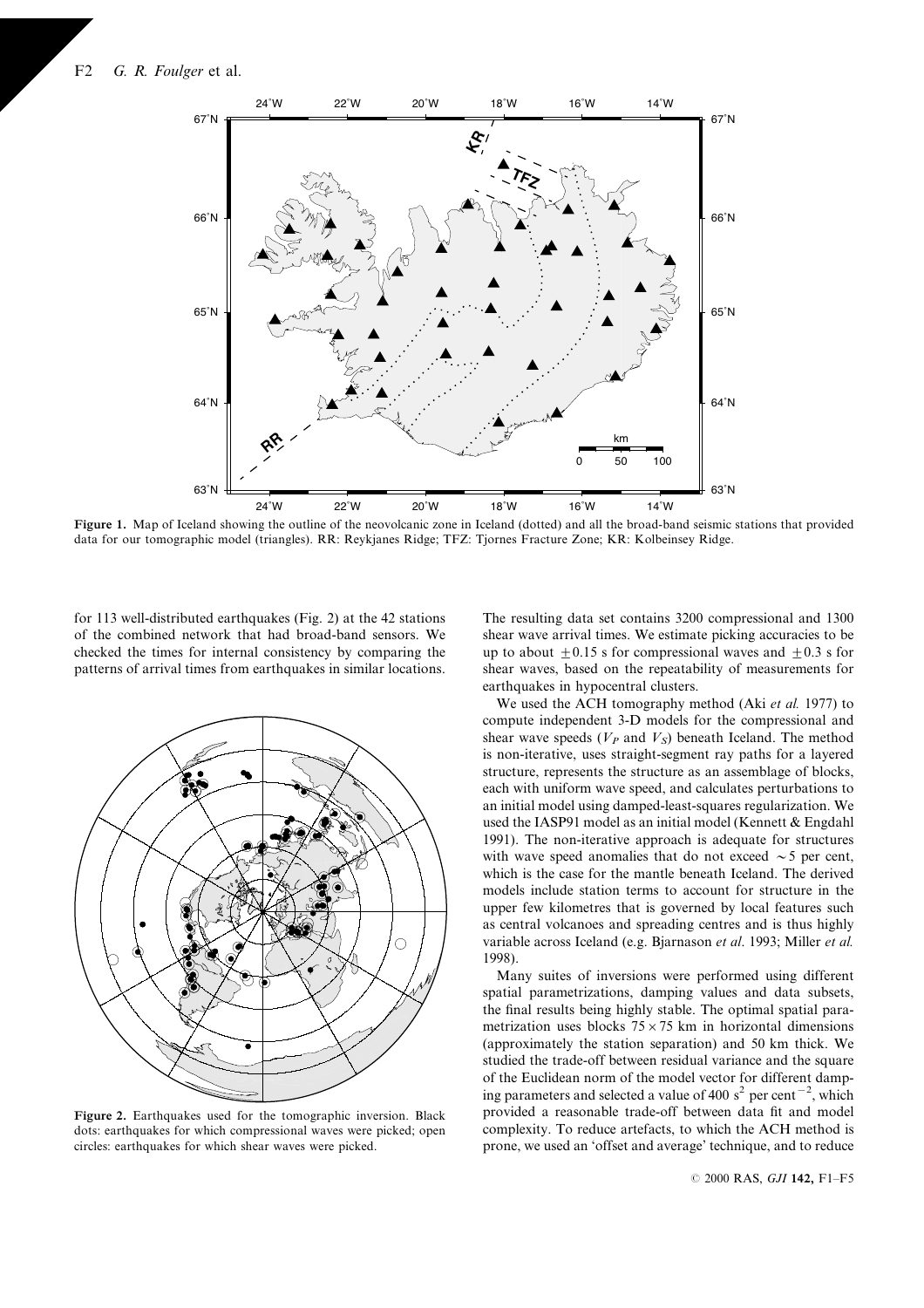Figure 1. Map of Iceland showing the outline of the neovolcanic zone in Iceland (dotted) and all the broad-band seismic stations that provided data for our tomographic model (triangles). RR: Reykjanes Ridge; TFZ: Tjornes Fracture Zone; KR: Kolbeinsey Ridge.

for 113 well-distributed earthquakes (Fig. 2) at the 42 stations of the combined network that had broad-band sensors. We checked the times for internal consistency by comparing the patterns of arrival times from earthquakes in similar locations.

Figure 2. Earthquakes used for the tomographic inversion. Black dots: earthquakes for which compressional waves were picked; open circles: earthquakes for which shear waves were picked.

The resulting data set contains 3200 compressional and 1300 shear wave arrival times. We estimate picking accuracies to be up to about $\pm 0.15$ s for compressional waves and $\pm 0.3$ s for shear waves, based on the repeatability of measurements for earthquakes in hypocentral clusters.

We used the ACH tomography method (Aki *et al.* 1977) to compute independent 3-D models for the compressional and shear wave speeds ($V_P$ and $V_S$) beneath Iceland. The method is non-iterative, uses straight-segment ray paths for a layered structure, represents the structure as an assemblage of blocks, each with uniform wave speed, and calculates perturbations to an initial model using damped-least-squares regularization. We used the IASP91 model as an initial model (Kennett & Engdahl 1991). The non-iterative approach is adequate for structures with wave speed anomalies that do not exceed $\sim 5$ per cent, which is the case for the mantle beneath Iceland. The derived models include station terms to account for structure in the upper few kilometres that is governed by local features such as central volcanoes and spreading centres and is thus highly variable across Iceland (e.g. Bjarnason *et al*. 1993; Miller *et al.* 1998).

Many suites of inversions were performed using different spatial parametrizations, damping values and data subsets, the final results being highly stable. The optimal spatial parametrization uses blocks $75 \times 75$ km in horizontal dimensions (approximately the station separation) and 50 km thick. We studied the trade-off between residual variance and the square of the Euclidean norm of the model vector for different damping parameters and selected a value of 400 $s^2$ per $cent^{-2}$, which provided a reasonable trade-off between data fit and model complexity. To reduce artefacts, to which the ACH method is prone, we used an 'offset and average' technique, and to reduce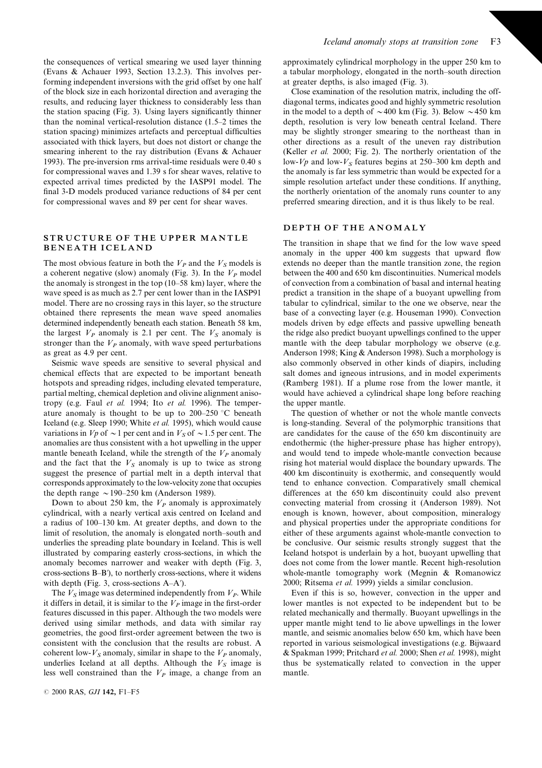the consequences of vertical smearing we used layer thinning (Evans & Achauer 1993, Section 13.2.3). This involves performing independent inversions with the grid offset by one half of the block size in each horizontal direction and averaging the results, and reducing layer thickness to considerably less than the station spacing (Fig. 3). Using layers significantly thinner than the nominal vertical-resolution distance (1.5–2 times the station spacing) minimizes artefacts and perceptual difficulties associated with thick layers, but does not distort or change the smearing inherent to the ray distribution (Evans & Achauer 1993). The pre-inversion rms arrival-time residuals were 0.40 s for compressional waves and 1.39 s for shear waves, relative to expected arrival times predicted by the IASP91 model. The final 3-D models produced variance reductions of 84 per cent for compressional waves and 89 per cent for shear waves.

## STRUCTURE OF THE UPPER MANTLE BENEATH ICELAND

The most obvious feature in both the $V_P$ and the $V_S$ models is a coherent negative (slow) anomaly (Fig. 3). In the $V_P$ model the anomaly is strongest in the top (10–58 km) layer, where the wave speed is as much as 2.7 per cent lower than in the IASP91 model. There are no crossing rays in this layer, so the structure obtained there represents the mean wave speed anomalies determined independently beneath each station. Beneath 58 km, the largest $V_P$ anomaly is 2.1 per cent. The $V_S$ anomaly is stronger than the $V_P$ anomaly, with wave speed perturbations as great as 4.9 per cent.

Seismic wave speeds are sensitive to several physical and chemical effects that are expected to be important beneath hotspots and spreading ridges, including elevated temperature, partial melting, chemical depletion and olivine alignment anisotropy (e.g. Faul *et al.* 1994; Ito *et al.* 1996). The temperature anomaly is thought to be up to 200–250 °C beneath Iceland (e.g. Sleep 1990; White *et al.* 1995), which would cause variations in $Vp$ of ~1 per cent and in $V_S$ of ~1.5 per cent. The anomalies are thus consistent with a hot upwelling in the upper mantle beneath Iceland, while the strength of the $V_P$ anomaly and the fact that the $V_S$ anomaly is up to twice as strong suggest the presence of partial melt in a depth interval that corresponds approximately to the low-velocity zone that occupies the depth range ~190–250 km (Anderson 1989).

Down to about 250 km, the $V_P$ anomaly is approximately cylindrical, with a nearly vertical axis centred on Iceland and a radius of 100–130 km. At greater depths, and down to the limit of resolution, the anomaly is elongated north–south and underlies the spreading plate boundary in Iceland. This is well illustrated by comparing easterly cross-sections, in which the anomaly becomes narrower and weaker with depth (Fig. 3, cross-sections B–B′), to northerly cross-sections, where it widens with depth (Fig. 3, cross-sections A–A′).

The $V_S$ image was determined independently from $V_P$. While it differs in detail, it is similar to the $V_P$ image in the first-order features discussed in this paper. Although the two models were derived using similar methods, and data with similar ray geometries, the good first-order agreement between the two is consistent with the conclusion that the results are robust. A coherent low-$V_S$ anomaly, similar in shape to the $V_P$ anomaly, underlies Iceland at all depths. Although the $V_S$ image is less well constrained than the $V_P$ image, a change from an approximately cylindrical morphology in the upper 250 km to a tabular morphology, elongated in the north–south direction at greater depths, is also imaged (Fig. 3).

Close examination of the resolution matrix, including the off-diagonal terms, indicates good and highly symmetric resolution in the model to a depth of ~400 km (Fig. 3). Below ~450 km depth, resolution is very low beneath central Iceland. There may be slightly stronger smearing to the northeast than in other directions as a result of the uneven ray distribution (Keller *et al.* 2000; Fig. 2). The northerly orientation of the low-$Vp$ and low-$V_S$ features begins at 250–300 km depth and the anomaly is far less symmetric than would be expected for a simple resolution artefact under these conditions. If anything, the northerly orientation of the anomaly runs counter to any preferred smearing direction, and it is thus likely to be real.

## DEPTH OF THE ANOMALY

The transition in shape that we find for the low wave speed anomaly in the upper 400 km suggests that upward flow extends no deeper than the mantle transition zone, the region between the 400 and 650 km discontinuities. Numerical models of convection from a combination of basal and internal heating predict a transition in the shape of a buoyant upwelling from tabular to cylindrical, similar to the one we observe, near the base of a convecting layer (e.g. Houseman 1990). Convection models driven by edge effects and passive upwelling beneath the ridge also predict buoyant upwellings confined to the upper mantle with the deep tabular morphology we observe (e.g. Anderson 1998; King & Anderson 1998). Such a morphology is also commonly observed in other kinds of diapirs, including salt domes and igneous intrusions, and in model experiments (Ramberg 1981). If a plume rose from the lower mantle, it would have achieved a cylindrical shape long before reaching the upper mantle.

The question of whether or not the whole mantle convects is long-standing. Several of the polymorphic transitions that are candidates for the cause of the 650 km discontinuity are endothermic (the higher-pressure phase has higher entropy), and would tend to impede whole-mantle convection because rising hot material would displace the boundary upwards. The 400 km discontinuity is exothermic, and consequently would tend to enhance convection. Comparatively small chemical differences at the 650 km discontinuity could also prevent convecting material from crossing it (Anderson 1989). Not enough is known, however, about composition, mineralogy and physical properties under the appropriate conditions for either of these arguments against whole-mantle convection to be conclusive. Our seismic results strongly suggest that the Iceland hotspot is underlain by a hot, buoyant upwelling that does not come from the lower mantle. Recent high-resolution whole-mantle tomography work (Megnin & Romanowicz 2000; Ritsema *et al.* 1999) yields a similar conclusion.

Even if this is so, however, convection in the upper and lower mantles is not expected to be independent but to be related mechanically and thermally. Buoyant upwellings in the upper mantle might tend to lie above upwellings in the lower mantle, and seismic anomalies below 650 km, which have been reported in various seismological investigations (e.g. Bijwaard & Spakman 1999; Pritchard *et al.* 2000; Shen *et al.* 1998), might thus be systematically related to convection in the upper mantle.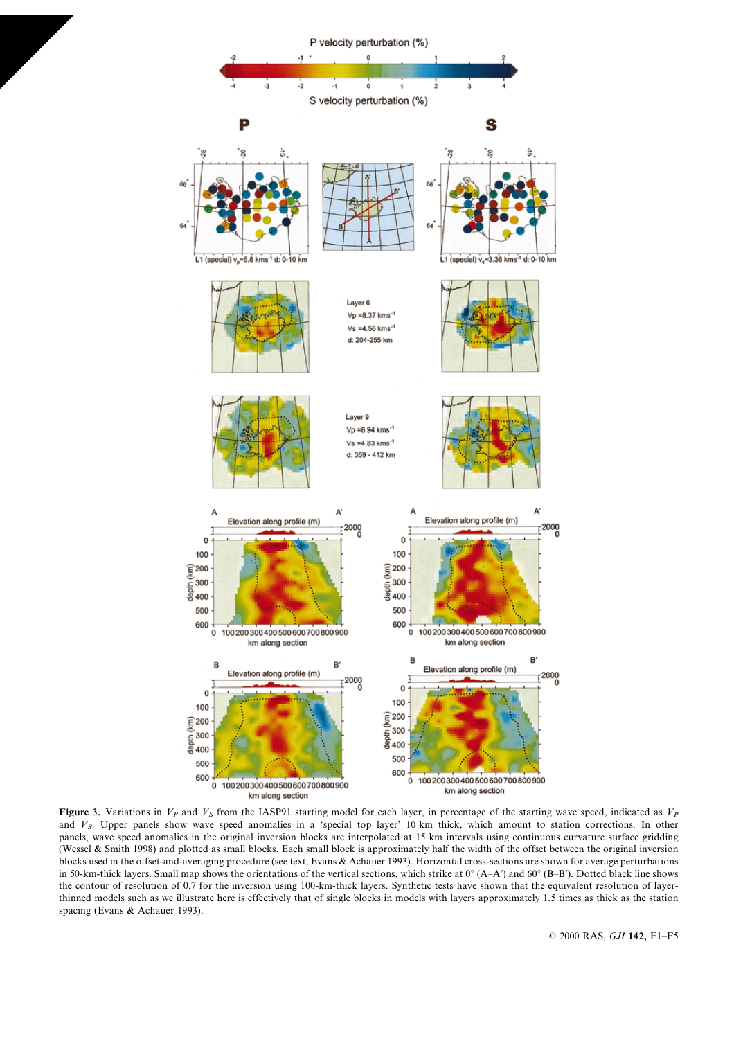**Figure 3.** Variations in $V_P$ and $V_S$ from the IASP91 starting model for each layer, in percentage of the starting wave speed, indicated as $V_P$ and $V_S$. Upper panels show wave speed anomalies in a 'special top layer' 10 km thick, which amount to station corrections. In other panels, wave speed anomalies in the original inversion blocks are interpolated at 15 km intervals using continuous curvature surface gridding (Wessel & Smith 1998) and plotted as small blocks. Each small block is approximately half the width of the offset between the original inversion blocks used in the offset-and-averaging procedure (see text; Evans & Achauer 1993). Horizontal cross-sections are shown for average perturbations in 50-km-thick layers. Small map shows the orientations of the vertical sections, which strike at 0° (A–A′) and 60° (B–B′). Dotted black line shows the contour of resolution of 0.7 for the inversion using 100-km-thick layers. Synthetic tests have shown that the equivalent resolution of layer-thinned models such as we illustrate here is effectively that of single blocks in models with layers approximately 1.5 times as thick as the station spacing (Evans & Achauer 1993).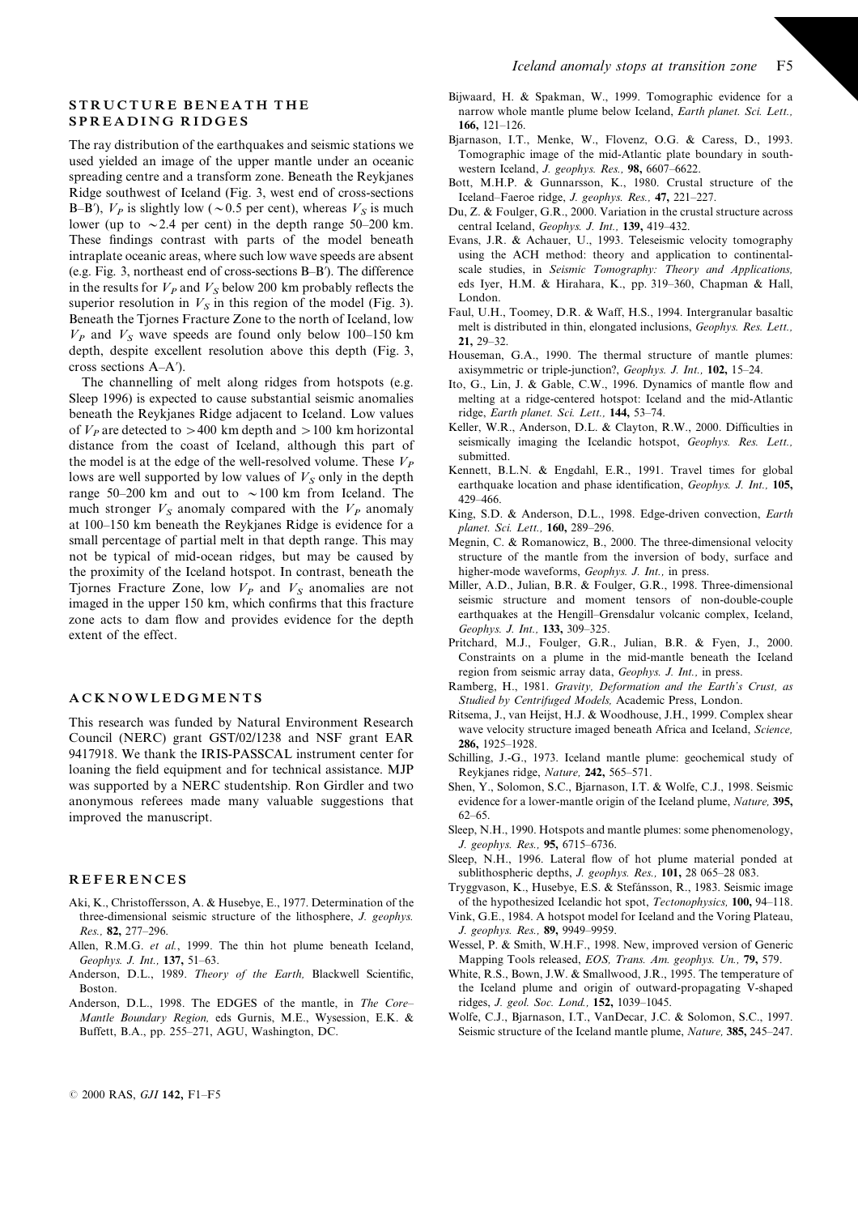## STRUCTURE BENEATH THE SPREADING RIDGES

The ray distribution of the earthquakes and seismic stations we used yielded an image of the upper mantle under an oceanic spreading centre and a transform zone. Beneath the Reykjanes Ridge southwest of Iceland (Fig. 3, west end of cross-sections B–B′), $V_P$ is slightly low ($\sim$0.5 per cent), whereas $V_S$ is much lower (up to $\sim$2.4 per cent) in the depth range 50–200 km. These findings contrast with parts of the model beneath intraplate oceanic areas, where such low wave speeds are absent (e.g. Fig. 3, northeast end of cross-sections B–B′). The difference in the results for $V_P$ and $V_S$ below 200 km probably reflects the superior resolution in $V_S$ in this region of the model (Fig. 3). Beneath the Tjornes Fracture Zone to the north of Iceland, low $V_P$ and $V_S$ wave speeds are found only below 100–150 km depth, despite excellent resolution above this depth (Fig. 3, cross sections A–A′).

The channelling of melt along ridges from hotspots (e.g. Sleep 1996) is expected to cause substantial seismic anomalies beneath the Reykjanes Ridge adjacent to Iceland. Low values of $V_P$ are detected to >400 km depth and >100 km horizontal distance from the coast of Iceland, although this part of the model is at the edge of the well-resolved volume. These $V_P$ lows are well supported by low values of $V_S$ only in the depth range 50–200 km and out to $\sim$100 km from Iceland. The much stronger $V_S$ anomaly compared with the $V_P$ anomaly at 100–150 km beneath the Reykjanes Ridge is evidence for a small percentage of partial melt in that depth range. This may not be typical of mid-ocean ridges, but may be caused by the proximity of the Iceland hotspot. In contrast, beneath the Tjornes Fracture Zone, low $V_P$ and $V_S$ anomalies are not imaged in the upper 150 km, which confirms that this fracture zone acts to dam flow and provides evidence for the depth extent of the effect.

## ACKNOWLEDGMENTS

This research was funded by Natural Environment Research Council (NERC) grant GST/02/1238 and NSF grant EAR 9417918. We thank the IRIS-PASSCAL instrument center for loaning the field equipment and for technical assistance. MJP was supported by a NERC studentship. Ron Girdler and two anonymous referees made many valuable suggestions that improved the manuscript.

## REFERENCES

Aki, K., Christoffersson, A. & Husebye, E., 1977. Determination of the three-dimensional seismic structure of the lithosphere, *J. geophys. Res.,* **82,** 277–296.

Allen, R.M.G. *et al.*, 1999. The thin hot plume beneath Iceland, *Geophys. J. Int.,* **137,** 51–63.

Anderson, D.L., 1989. *Theory of the Earth,* Blackwell Scientific, Boston.

Anderson, D.L., 1998. The EDGES of the mantle, in *The Core–Mantle Boundary Region,* eds Gurnis, M.E., Wysession, E.K. & Buffett, B.A., pp. 255–271, AGU, Washington, DC.

Bijwaard, H. & Spakman, W., 1999. Tomographic evidence for a narrow whole mantle plume below Iceland, *Earth planet. Sci. Lett.,* **166,** 121–126.

Bjarnason, I.T., Menke, W., Flovenz, O.G. & Caress, D., 1993. Tomographic image of the mid-Atlantic plate boundary in southwestern Iceland, *J. geophys. Res.,* **98,** 6607–6622.

Bott, M.H.P. & Gunnarsson, K., 1980. Crustal structure of the Iceland–Faeroe ridge, *J. geophys. Res.,* **47,** 221–227.

Du, Z. & Foulger, G.R., 2000. Variation in the crustal structure across central Iceland, *Geophys. J. Int.,* **139,** 419–432.

Evans, J.R. & Achauer, U., 1993. Teleseismic velocity tomography using the ACH method: theory and application to continental-scale studies, in *Seismic Tomography: Theory and Applications,* eds Iyer, H.M. & Hirahara, K., pp. 319–360, Chapman & Hall, London.

Faul, U.H., Toomey, D.R. & Waff, H.S., 1994. Intergranular basaltic melt is distributed in thin, elongated inclusions, *Geophys. Res. Lett.,* **21,** 29–32.

Houseman, G.A., 1990. The thermal structure of mantle plumes: axisymmetric or triple-junction?, *Geophys. J. Int.,* **102,** 15–24.

Ito, G., Lin, J. & Gable, C.W., 1996. Dynamics of mantle flow and melting at a ridge-centered hotspot: Iceland and the mid-Atlantic ridge, *Earth planet. Sci. Lett.,* **144,** 53–74.

Keller, W.R., Anderson, D.L. & Clayton, R.W., 2000. Difficulties in seismically imaging the Icelandic hotspot, *Geophys. Res. Lett.,* submitted.

Kennett, B.L.N. & Engdahl, E.R., 1991. Travel times for global earthquake location and phase identification, *Geophys. J. Int.,* **105,** 429–466.

King, S.D. & Anderson, D.L., 1998. Edge-driven convection, *Earth planet. Sci. Lett.,* **160,** 289–296.

Megnin, C. & Romanowicz, B., 2000. The three-dimensional velocity structure of the mantle from the inversion of body, surface and higher-mode waveforms, *Geophys. J. Int.,* in press.

Miller, A.D., Julian, B.R. & Foulger, G.R., 1998. Three-dimensional seismic structure and moment tensors of non-double-couple earthquakes at the Hengill–Grensdalur volcanic complex, Iceland, *Geophys. J. Int.,* **133,** 309–325.

Pritchard, M.J., Foulger, G.R., Julian, B.R. & Fyen, J., 2000. Constraints on a plume in the mid-mantle beneath the Iceland region from seismic array data, *Geophys. J. Int.,* in press.

Ramberg, H., 1981. *Gravity, Deformation and the Earth's Crust, as Studied by Centrifuged Models,* Academic Press, London.

Ritsema, J., van Heijst, H.J. & Woodhouse, J.H., 1999. Complex shear wave velocity structure imaged beneath Africa and Iceland, *Science,* **286,** 1925–1928.

Schilling, J.-G., 1973. Iceland mantle plume: geochemical study of Reykjanes ridge, *Nature,* **242,** 565–571.

Shen, Y., Solomon, S.C., Bjarnason, I.T. & Wolfe, C.J., 1998. Seismic evidence for a lower-mantle origin of the Iceland plume, *Nature,* **395,** 62–65.

Sleep, N.H., 1990. Hotspots and mantle plumes: some phenomenology, *J. geophys. Res.,* **95,** 6715–6736.

Sleep, N.H., 1996. Lateral flow of hot plume material ponded at sublithospheric depths, *J. geophys. Res.,* **101,** 28 065–28 083.

Tryggvason, K., Husebye, E.S. & Stefánsson, R., 1983. Seismic image of the hypothesized Icelandic hot spot, *Tectonophysics,* **100,** 94–118.

Vink, G.E., 1984. A hotspot model for Iceland and the Voring Plateau, *J. geophys. Res.,* **89,** 9949–9959.

Wessel, P. & Smith, W.H.F., 1998. New, improved version of Generic Mapping Tools released, *EOS, Trans. Am. geophys. Un.,* **79,** 579.

White, R.S., Bown, J.W. & Smallwood, J.R., 1995. The temperature of the Iceland plume and origin of outward-propagating V-shaped ridges, *J. geol. Soc. Lond.,* **152,** 1039–1045.

Wolfe, C.J., Bjarnason, I.T., VanDecar, J.C. & Solomon, S.C., 1997. Seismic structure of the Iceland mantle plume, *Nature,* **385,** 245–247.